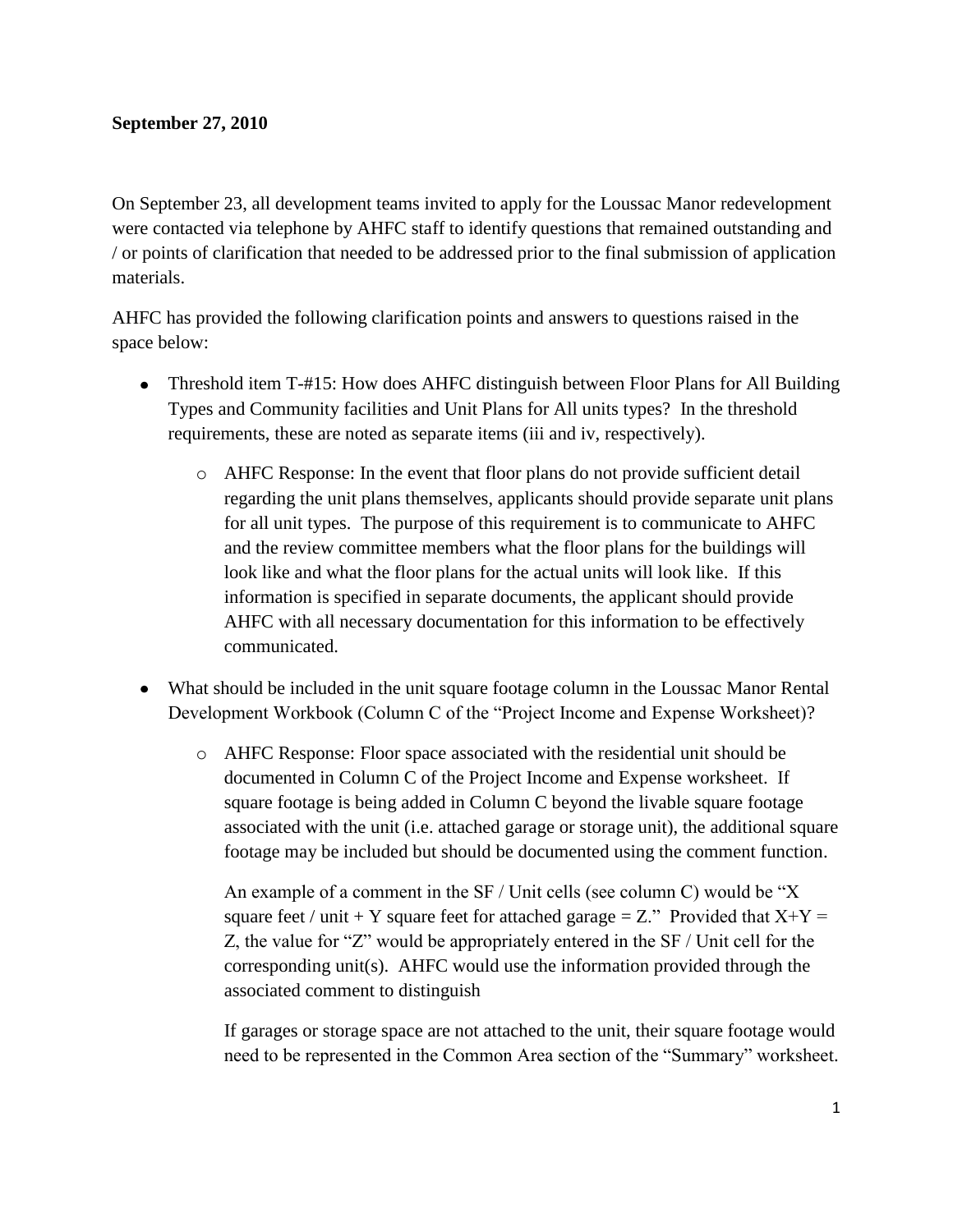**September 27, 2010**

On September 23, all development teams invited to apply for the Loussac Manor redevelopment were contacted via telephone by AHFC staff to identify questions that remained outstanding and / or points of clarification that needed to be addressed prior to the final submission of application materials.

AHFC has provided the following clarification points and answers to questions raised in the space below:

- Threshold item T-#15: How does AHFC distinguish between Floor Plans for All Building Types and Community facilities and Unit Plans for All units types? In the threshold requirements, these are noted as separate items (iii and iv, respectively).
  - AHFC Response: In the event that floor plans do not provide sufficient detail regarding the unit plans themselves, applicants should provide separate unit plans for all unit types. The purpose of this requirement is to communicate to AHFC and the review committee members what the floor plans for the buildings will look like and what the floor plans for the actual units will look like. If this information is specified in separate documents, the applicant should provide AHFC with all necessary documentation for this information to be effectively communicated.
- What should be included in the unit square footage column in the Loussac Manor Rental Development Workbook (Column C of the "Project Income and Expense Worksheet)?
  - AHFC Response: Floor space associated with the residential unit should be documented in Column C of the Project Income and Expense worksheet. If square footage is being added in Column C beyond the livable square footage associated with the unit (i.e. attached garage or storage unit), the additional square footage may be included but should be documented using the comment function.

    An example of a comment in the SF / Unit cells (see column C) would be "X square feet / unit + Y square feet for attached garage = Z." Provided that X+Y = Z, the value for "Z" would be appropriately entered in the SF / Unit cell for the corresponding unit(s). AHFC would use the information provided through the associated comment to distinguish

    If garages or storage space are not attached to the unit, their square footage would need to be represented in the Common Area section of the "Summary" worksheet.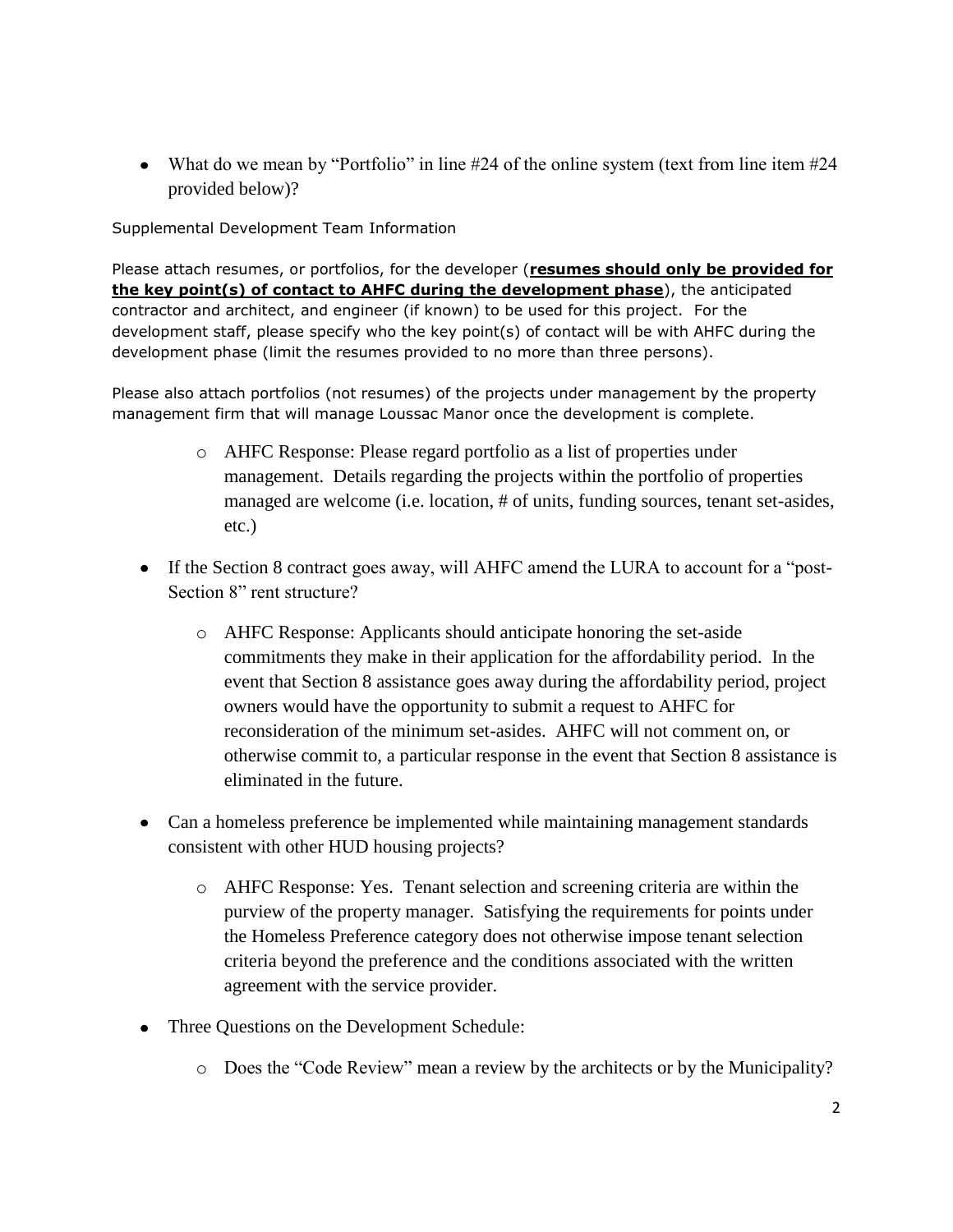- What do we mean by "Portfolio" in line #24 of the online system (text from line item #24 provided below)?

Supplemental Development Team Information

Please attach resumes, or portfolios, for the developer (**resumes should only be provided for the key point(s) of contact to AHFC during the development phase**), the anticipated contractor and architect, and engineer (if known) to be used for this project. For the development staff, please specify who the key point(s) of contact will be with AHFC during the development phase (limit the resumes provided to no more than three persons).

Please also attach portfolios (not resumes) of the projects under management by the property management firm that will manage Loussac Manor once the development is complete.

  - AHFC Response: Please regard portfolio as a list of properties under management. Details regarding the projects within the portfolio of properties managed are welcome (i.e. location, # of units, funding sources, tenant set-asides, etc.)

- If the Section 8 contract goes away, will AHFC amend the LURA to account for a "post-Section 8" rent structure?

  - AHFC Response: Applicants should anticipate honoring the set-aside commitments they make in their application for the affordability period. In the event that Section 8 assistance goes away during the affordability period, project owners would have the opportunity to submit a request to AHFC for reconsideration of the minimum set-asides. AHFC will not comment on, or otherwise commit to, a particular response in the event that Section 8 assistance is eliminated in the future.

- Can a homeless preference be implemented while maintaining management standards consistent with other HUD housing projects?

  - AHFC Response: Yes. Tenant selection and screening criteria are within the purview of the property manager. Satisfying the requirements for points under the Homeless Preference category does not otherwise impose tenant selection criteria beyond the preference and the conditions associated with the written agreement with the service provider.

- Three Questions on the Development Schedule:

  - Does the "Code Review" mean a review by the architects or by the Municipality?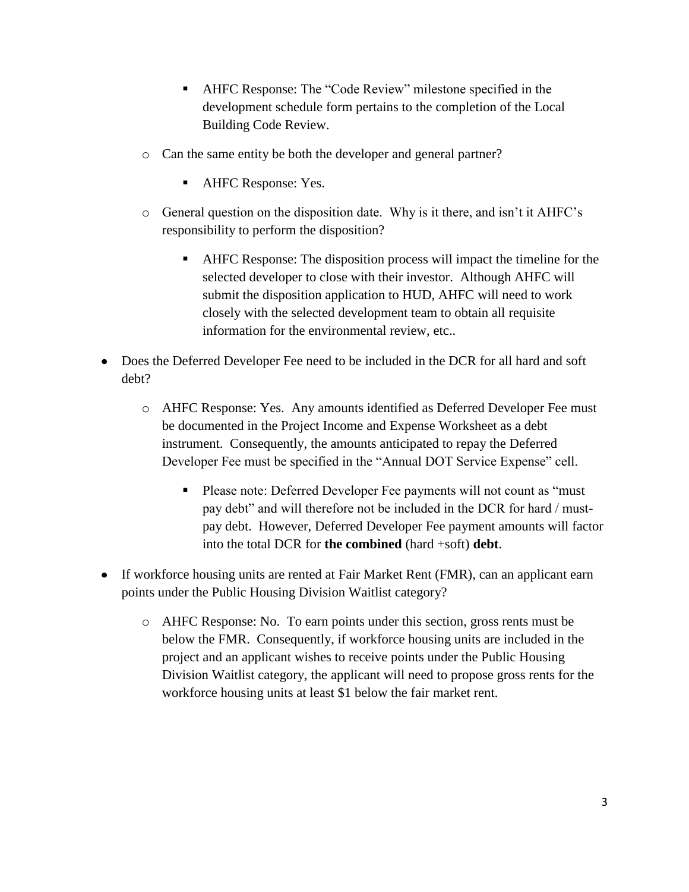- AHFC Response: The "Code Review" milestone specified in the development schedule form pertains to the completion of the Local Building Code Review.

    - Can the same entity be both the developer and general partner?
        - AHFC Response: Yes.

    - General question on the disposition date. Why is it there, and isn't it AHFC's responsibility to perform the disposition?
        - AHFC Response: The disposition process will impact the timeline for the selected developer to close with their investor. Although AHFC will submit the disposition application to HUD, AHFC will need to work closely with the selected development team to obtain all requisite information for the environmental review, etc..

- Does the Deferred Developer Fee need to be included in the DCR for all hard and soft debt?
    - AHFC Response: Yes. Any amounts identified as Deferred Developer Fee must be documented in the Project Income and Expense Worksheet as a debt instrument. Consequently, the amounts anticipated to repay the Deferred Developer Fee must be specified in the "Annual DOT Service Expense" cell.
        - Please note: Deferred Developer Fee payments will not count as "must pay debt" and will therefore not be included in the DCR for hard / must-pay debt. However, Deferred Developer Fee payment amounts will factor into the total DCR for **the combined** (hard +soft) **debt**.

- If workforce housing units are rented at Fair Market Rent (FMR), can an applicant earn points under the Public Housing Division Waitlist category?
    - AHFC Response: No. To earn points under this section, gross rents must be below the FMR. Consequently, if workforce housing units are included in the project and an applicant wishes to receive points under the Public Housing Division Waitlist category, the applicant will need to propose gross rents for the workforce housing units at least $1 below the fair market rent.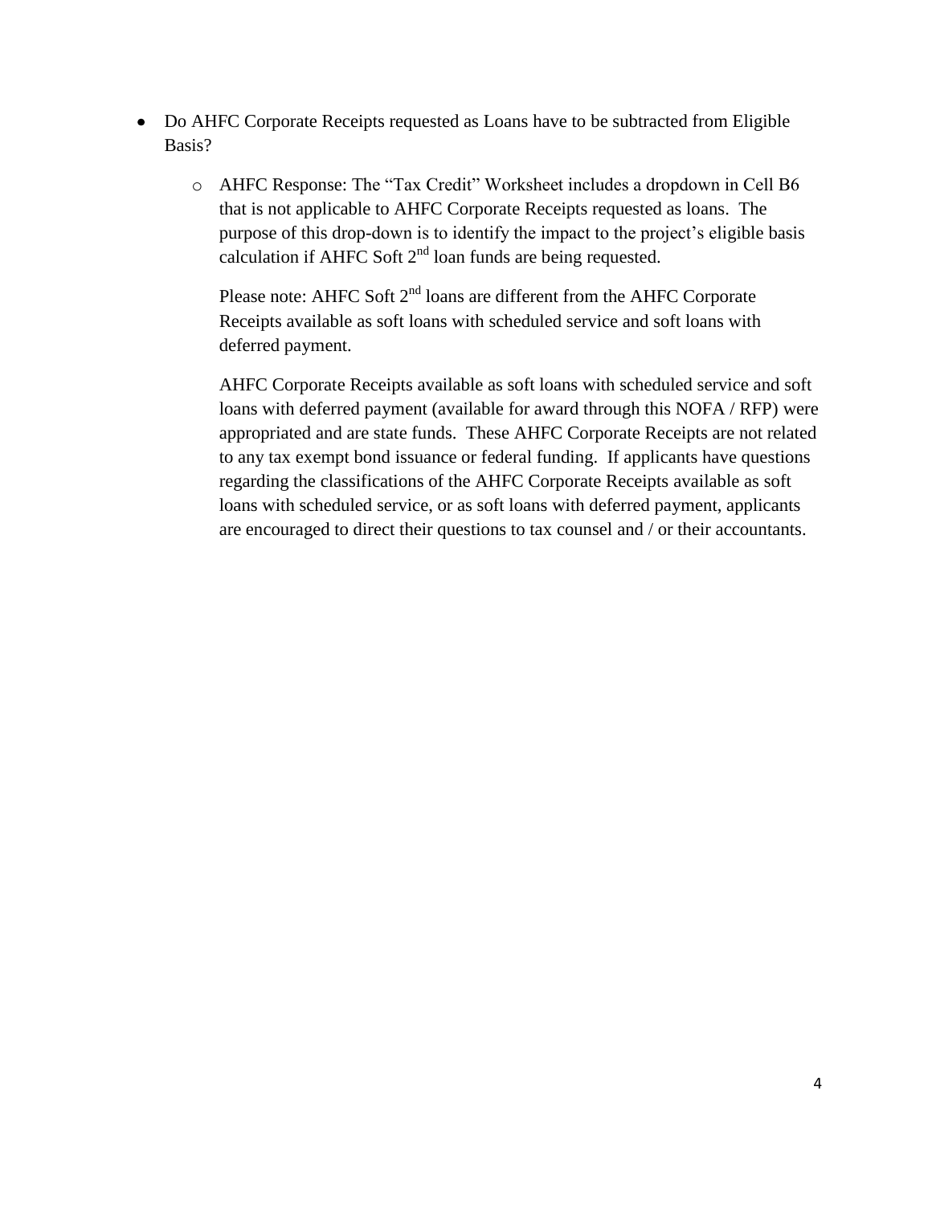- Do AHFC Corporate Receipts requested as Loans have to be subtracted from Eligible Basis?

    - AHFC Response: The "Tax Credit" Worksheet includes a dropdown in Cell B6 that is not applicable to AHFC Corporate Receipts requested as loans. The purpose of this drop-down is to identify the impact to the project's eligible basis calculation if AHFC Soft 2nd loan funds are being requested.

      Please note: AHFC Soft 2nd loans are different from the AHFC Corporate Receipts available as soft loans with scheduled service and soft loans with deferred payment.

      AHFC Corporate Receipts available as soft loans with scheduled service and soft loans with deferred payment (available for award through this NOFA / RFP) were appropriated and are state funds. These AHFC Corporate Receipts are not related to any tax exempt bond issuance or federal funding. If applicants have questions regarding the classifications of the AHFC Corporate Receipts available as soft loans with scheduled service, or as soft loans with deferred payment, applicants are encouraged to direct their questions to tax counsel and / or their accountants.